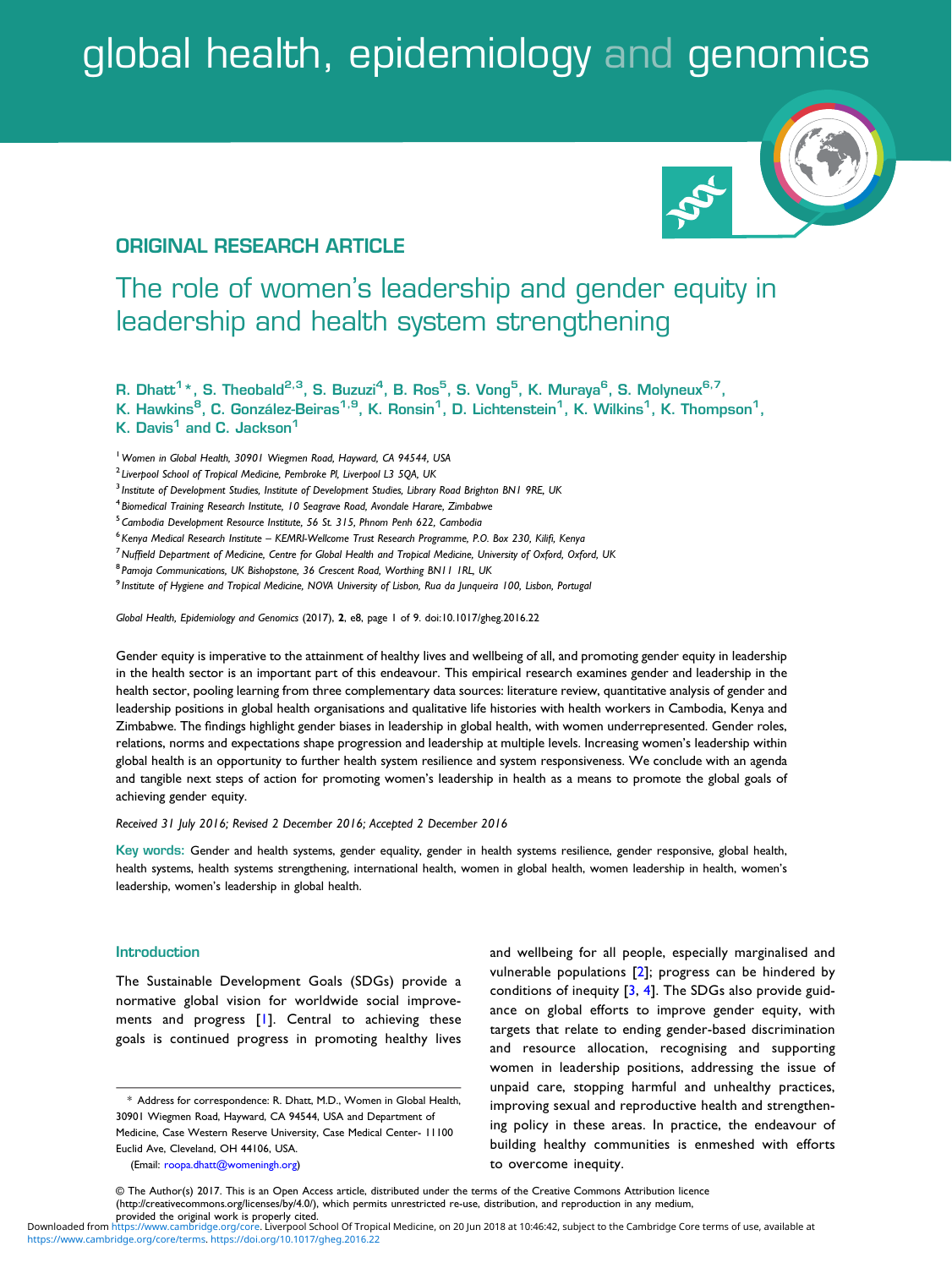ORIGINAL RESEARCH ARTICLE

# The role of women's leadership and gender equity in leadership and health system strengthening

R. Dhatt[1]*, S. Theobald[2,3], S. Buzuzi[4], B. Ros[5], S. Vong[5], K. Muraya[6], S. Molyneux[6,7], K. Hawkins[8], C. González-Beiras[1,9], K. Ronsin[1], D. Lichtenstein[1], K. Wilkins[1], K. Thompson[1], K. Davis[1] and C. Jackson[1]

[1] *Women in Global Health, 30901 Wiegmen Road, Hayward, CA 94544, USA*
[2] *Liverpool School of Tropical Medicine, Pembroke Pl, Liverpool L3 5QA, UK*
[3] *Institute of Development Studies, Institute of Development Studies, Library Road Brighton BN1 9RE, UK*
[4] *Biomedical Training Research Institute, 10 Seagrave Road, Avondale Harare, Zimbabwe*
[5] *Cambodia Development Resource Institute, 56 St. 315, Phnom Penh 622, Cambodia*
[6] *Kenya Medical Research Institute – KEMRI-Wellcome Trust Research Programme, P.O. Box 230, Kilifi, Kenya*
[7] *Nuffield Department of Medicine, Centre for Global Health and Tropical Medicine, University of Oxford, Oxford, UK*
[8] *Pamoja Communications, UK Bishopstone, 36 Crescent Road, Worthing BN11 1RL, UK*
[9] *Institute of Hygiene and Tropical Medicine, NOVA University of Lisbon, Rua da Junqueira 100, Lisbon, Portugal*

*Global Health, Epidemiology and Genomics* (2017), **2**, e8, page 1 of 9. doi:10.1017/gheg.2016.22

Gender equity is imperative to the attainment of healthy lives and wellbeing of all, and promoting gender equity in leadership in the health sector is an important part of this endeavour. This empirical research examines gender and leadership in the health sector, pooling learning from three complementary data sources: literature review, quantitative analysis of gender and leadership positions in global health organisations and qualitative life histories with health workers in Cambodia, Kenya and Zimbabwe. The findings highlight gender biases in leadership in global health, with women underrepresented. Gender roles, relations, norms and expectations shape progression and leadership at multiple levels. Increasing women's leadership within global health is an opportunity to further health system resilience and system responsiveness. We conclude with an agenda and tangible next steps of action for promoting women's leadership in health as a means to promote the global goals of achieving gender equity.

*Received 31 July 2016; Revised 2 December 2016; Accepted 2 December 2016*

**Key words:** Gender and health systems, gender equality, gender in health systems resilience, gender responsive, global health, health systems, health systems strengthening, international health, women in global health, women leadership in health, women's leadership, women's leadership in global health.

## Introduction

The Sustainable Development Goals (SDGs) provide a normative global vision for worldwide social improvements and progress [1]. Central to achieving these goals is continued progress in promoting healthy lives and wellbeing for all people, especially marginalised and vulnerable populations [2]; progress can be hindered by conditions of inequity [3, 4]. The SDGs also provide guidance on global efforts to improve gender equity, with targets that relate to ending gender-based discrimination and resource allocation, recognising and supporting women in leadership positions, addressing the issue of unpaid care, stopping harmful and unhealthy practices, improving sexual and reproductive health and strengthening policy in these areas. In practice, the endeavour of building healthy communities is enmeshed with efforts to overcome inequity.

\* Address for correspondence: R. Dhatt, M.D., Women in Global Health, 30901 Wiegmen Road, Hayward, CA 94544, USA and Department of Medicine, Case Western Reserve University, Case Medical Center- 11100 Euclid Ave, Cleveland, OH 44106, USA.
(Email: roopa.dhatt@womeningh.org)

© The Author(s) 2017. This is an Open Access article, distributed under the terms of the Creative Commons Attribution licence (http://creativecommons.org/licenses/by/4.0/), which permits unrestricted re-use, distribution, and reproduction in any medium, provided the original work is properly cited.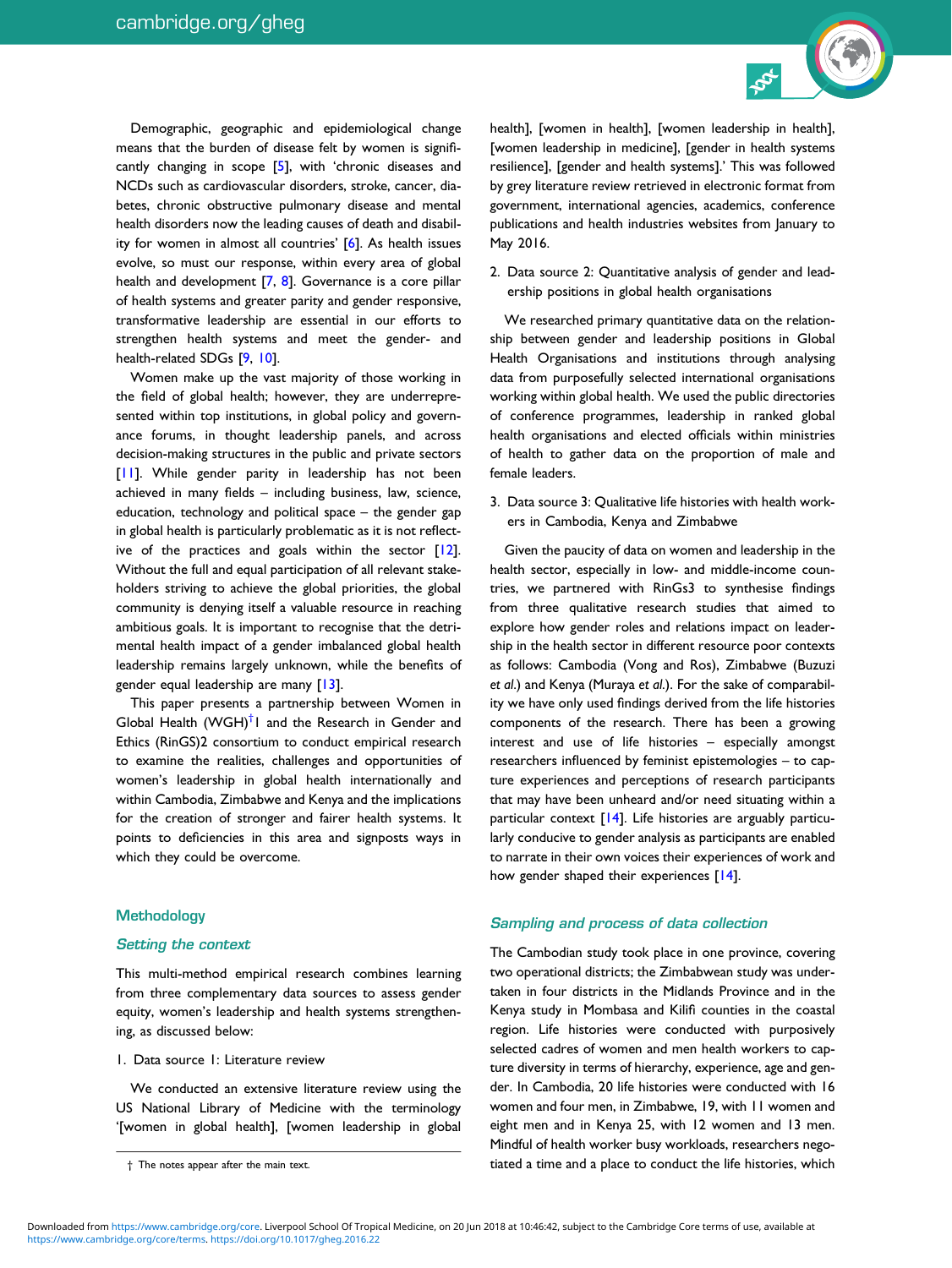Demographic, geographic and epidemiological change means that the burden of disease felt by women is significantly changing in scope [5], with 'chronic diseases and NCDs such as cardiovascular disorders, stroke, cancer, diabetes, chronic obstructive pulmonary disease and mental health disorders now the leading causes of death and disability for women in almost all countries' [6]. As health issues evolve, so must our response, within every area of global health and development [7, 8]. Governance is a core pillar of health systems and greater parity and gender responsive, transformative leadership are essential in our efforts to strengthen health systems and meet the gender- and health-related SDGs [9, 10].

Women make up the vast majority of those working in the field of global health; however, they are underrepresented within top institutions, in global policy and governance forums, in thought leadership panels, and across decision-making structures in the public and private sectors [11]. While gender parity in leadership has not been achieved in many fields – including business, law, science, education, technology and political space – the gender gap in global health is particularly problematic as it is not reflective of the practices and goals within the sector [12]. Without the full and equal participation of all relevant stakeholders striving to achieve the global priorities, the global community is denying itself a valuable resource in reaching ambitious goals. It is important to recognise that the detrimental health impact of a gender imbalanced global health leadership remains largely unknown, while the benefits of gender equal leadership are many [13].

This paper presents a partnership between Women in Global Health (WGH)[†]1 and the Research in Gender and Ethics (RinGS)2 consortium to conduct empirical research to examine the realities, challenges and opportunities of women's leadership in global health internationally and within Cambodia, Zimbabwe and Kenya and the implications for the creation of stronger and fairer health systems. It points to deficiencies in this area and signposts ways in which they could be overcome.

## Methodology

### *Setting the context*

This multi-method empirical research combines learning from three complementary data sources to assess gender equity, women's leadership and health systems strengthening, as discussed below:

1. Data source 1: Literature review

We conducted an extensive literature review using the US National Library of Medicine with the terminology '[women in global health], [women leadership in global health], [women in health], [women leadership in health], [women leadership in medicine], [gender in health systems resilience], [gender and health systems].' This was followed by grey literature review retrieved in electronic format from government, international agencies, academics, conference publications and health industries websites from January to May 2016.

2. Data source 2: Quantitative analysis of gender and leadership positions in global health organisations

We researched primary quantitative data on the relationship between gender and leadership positions in Global Health Organisations and institutions through analysing data from purposefully selected international organisations working within global health. We used the public directories of conference programmes, leadership in ranked global health organisations and elected officials within ministries of health to gather data on the proportion of male and female leaders.

3. Data source 3: Qualitative life histories with health workers in Cambodia, Kenya and Zimbabwe

Given the paucity of data on women and leadership in the health sector, especially in low- and middle-income countries, we partnered with RinGs3 to synthesise findings from three qualitative research studies that aimed to explore how gender roles and relations impact on leadership in the health sector in different resource poor contexts as follows: Cambodia (Vong and Ros), Zimbabwe (Buzuzi *et al.*) and Kenya (Muraya *et al.*). For the sake of comparability we have only used findings derived from the life histories components of the research. There has been a growing interest and use of life histories – especially amongst researchers influenced by feminist epistemologies – to capture experiences and perceptions of research participants that may have been unheard and/or need situating within a particular context [14]. Life histories are arguably particularly conducive to gender analysis as participants are enabled to narrate in their own voices their experiences of work and how gender shaped their experiences [14].

### *Sampling and process of data collection*

The Cambodian study took place in one province, covering two operational districts; the Zimbabwean study was undertaken in four districts in the Midlands Province and in the Kenya study in Mombasa and Kilifi counties in the coastal region. Life histories were conducted with purposively selected cadres of women and men health workers to capture diversity in terms of hierarchy, experience, age and gender. In Cambodia, 20 life histories were conducted with 16 women and four men, in Zimbabwe, 19, with 11 women and eight men and in Kenya 25, with 12 women and 13 men. Mindful of health worker busy workloads, researchers negotiated a time and a place to conduct the life histories, which

† The notes appear after the main text.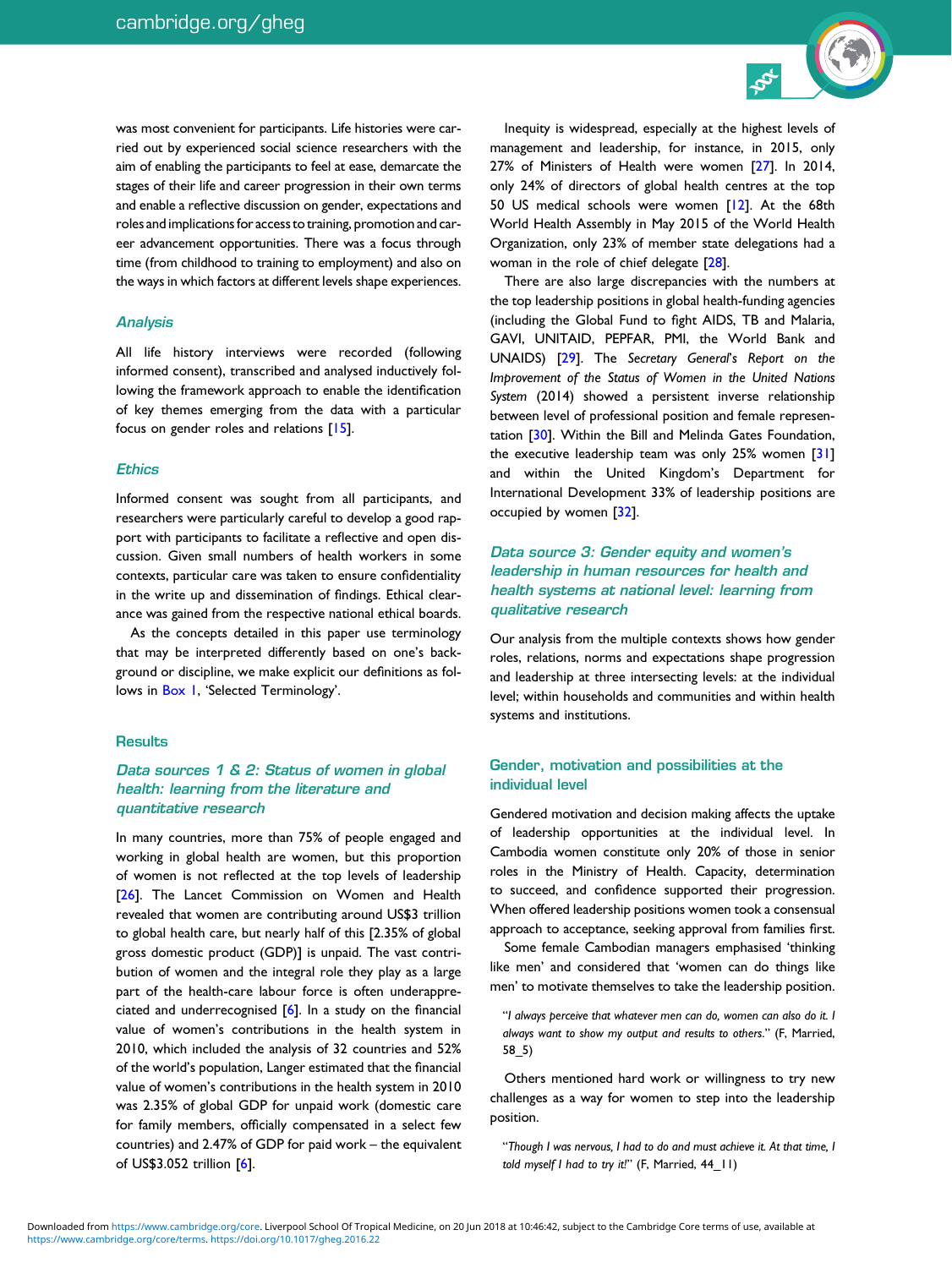was most convenient for participants. Life histories were carried out by experienced social science researchers with the aim of enabling the participants to feel at ease, demarcate the stages of their life and career progression in their own terms and enable a reflective discussion on gender, expectations and roles and implications for access to training, promotion and career advancement opportunities. There was a focus through time (from childhood to training to employment) and also on the ways in which factors at different levels shape experiences.

### Analysis

All life history interviews were recorded (following informed consent), transcribed and analysed inductively following the framework approach to enable the identification of key themes emerging from the data with a particular focus on gender roles and relations [15].

### Ethics

Informed consent was sought from all participants, and researchers were particularly careful to develop a good rapport with participants to facilitate a reflective and open discussion. Given small numbers of health workers in some contexts, particular care was taken to ensure confidentiality in the write up and dissemination of findings. Ethical clearance was gained from the respective national ethical boards.

As the concepts detailed in this paper use terminology that may be interpreted differently based on one's background or discipline, we make explicit our definitions as follows in Box 1, 'Selected Terminology'.

## Results

### *Data sources 1 & 2: Status of women in global health: learning from the literature and quantitative research*

In many countries, more than 75% of people engaged and working in global health are women, but this proportion of women is not reflected at the top levels of leadership [26]. The Lancet Commission on Women and Health revealed that women are contributing around US$3 trillion to global health care, but nearly half of this [2.35% of global gross domestic product (GDP)] is unpaid. The vast contribution of women and the integral role they play as a large part of the health-care labour force is often underappreciated and underrecognised [6]. In a study on the financial value of women's contributions in the health system in 2010, which included the analysis of 32 countries and 52% of the world's population, Langer estimated that the financial value of women's contributions in the health system in 2010 was 2.35% of global GDP for unpaid work (domestic care for family members, officially compensated in a select few countries) and 2.47% of GDP for paid work – the equivalent of US$3.052 trillion [6].

Inequity is widespread, especially at the highest levels of management and leadership, for instance, in 2015, only 27% of Ministers of Health were women [27]. In 2014, only 24% of directors of global health centres at the top 50 US medical schools were women [12]. At the 68th World Health Assembly in May 2015 of the World Health Organization, only 23% of member state delegations had a woman in the role of chief delegate [28].

There are also large discrepancies with the numbers at the top leadership positions in global health-funding agencies (including the Global Fund to fight AIDS, TB and Malaria, GAVI, UNITAID, PEPFAR, PMI, the World Bank and UNAIDS) [29]. The *Secretary General's Report on the Improvement of the Status of Women in the United Nations System* (2014) showed a persistent inverse relationship between level of professional position and female representation [30]. Within the Bill and Melinda Gates Foundation, the executive leadership team was only 25% women [31] and within the United Kingdom's Department for International Development 33% of leadership positions are occupied by women [32].

### *Data source 3: Gender equity and women's leadership in human resources for health and health systems at national level: learning from qualitative research*

Our analysis from the multiple contexts shows how gender roles, relations, norms and expectations shape progression and leadership at three intersecting levels: at the individual level; within households and communities and within health systems and institutions.

### Gender, motivation and possibilities at the individual level

Gendered motivation and decision making affects the uptake of leadership opportunities at the individual level. In Cambodia women constitute only 20% of those in senior roles in the Ministry of Health. Capacity, determination to succeed, and confidence supported their progression. When offered leadership positions women took a consensual approach to acceptance, seeking approval from families first.

Some female Cambodian managers emphasised 'thinking like men' and considered that 'women can do things like men' to motivate themselves to take the leadership position.

> "*I always perceive that whatever men can do, women can also do it. I always want to show my output and results to others.*" (F, Married, 58_5)

Others mentioned hard work or willingness to try new challenges as a way for women to step into the leadership position.

> "*Though I was nervous, I had to do and must achieve it. At that time, I told myself I had to try it!*" (F, Married, 44_11)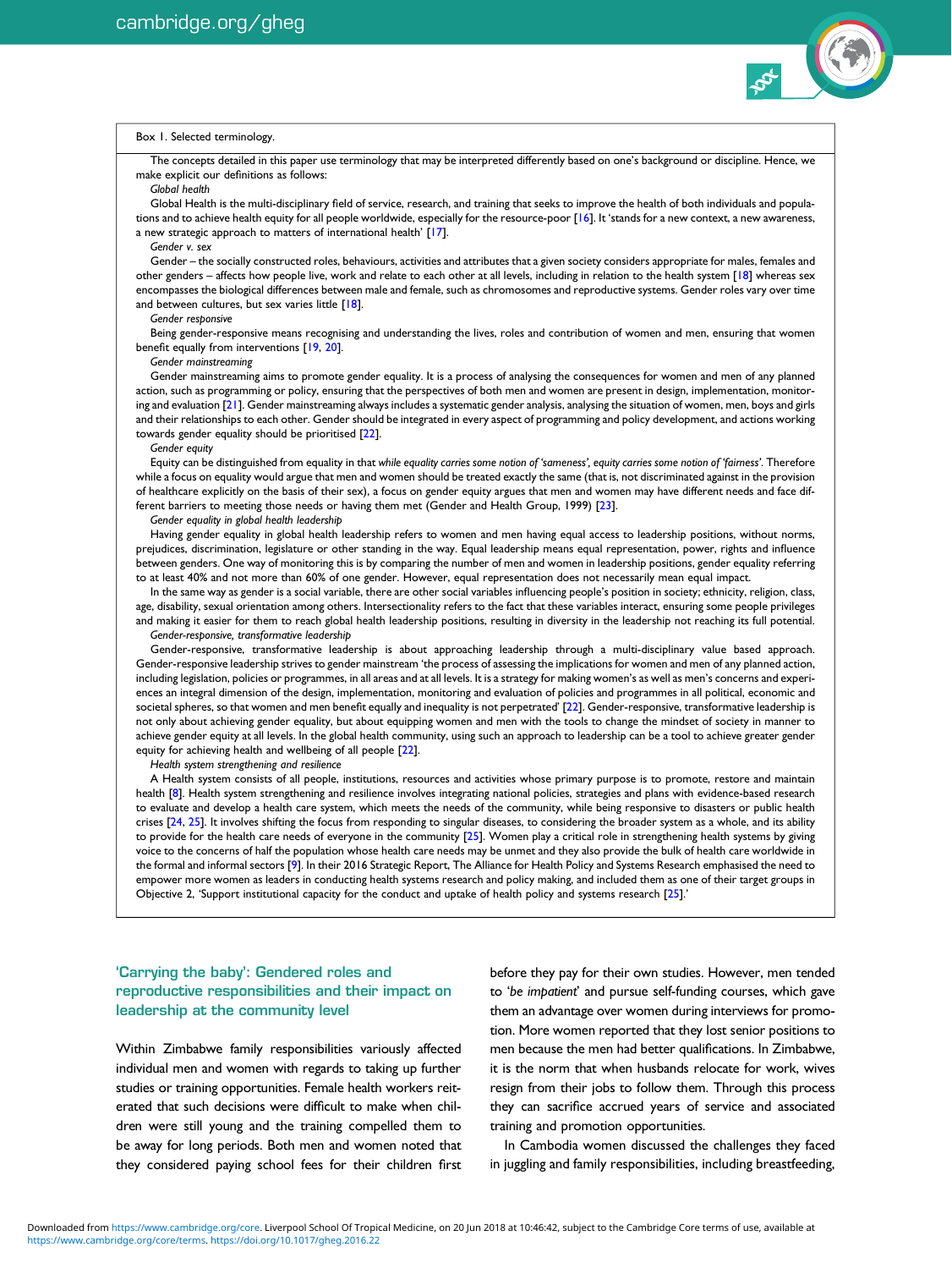Box 1. Selected terminology.

The concepts detailed in this paper use terminology that may be interpreted differently based on one's background or discipline. Hence, we make explicit our definitions as follows:

*Global health*

Global Health is the multi-disciplinary field of service, research, and training that seeks to improve the health of both individuals and populations and to achieve health equity for all people worldwide, especially for the resource-poor [16]. It 'stands for a new context, a new awareness, a new strategic approach to matters of international health' [17].

*Gender v. sex*

Gender – the socially constructed roles, behaviours, activities and attributes that a given society considers appropriate for males, females and other genders – affects how people live, work and relate to each other at all levels, including in relation to the health system [18] whereas sex encompasses the biological differences between male and female, such as chromosomes and reproductive systems. Gender roles vary over time and between cultures, but sex varies little [18].

*Gender responsive*

Being gender-responsive means recognising and understanding the lives, roles and contribution of women and men, ensuring that women benefit equally from interventions [19, 20].

*Gender mainstreaming*

Gender mainstreaming aims to promote gender equality. It is a process of analysing the consequences for women and men of any planned action, such as programming or policy, ensuring that the perspectives of both men and women are present in design, implementation, monitoring and evaluation [21]. Gender mainstreaming always includes a systematic gender analysis, analysing the situation of women, men, boys and girls and their relationships to each other. Gender should be integrated in every aspect of programming and policy development, and actions working towards gender equality should be prioritised [22].

*Gender equity*

Equity can be distinguished from equality in that *while equality carries some notion of 'sameness', equity carries some notion of 'fairness'*. Therefore while a focus on equality would argue that men and women should be treated exactly the same (that is, not discriminated against in the provision of healthcare explicitly on the basis of their sex), a focus on gender equity argues that men and women may have different needs and face different barriers to meeting those needs or having them met (Gender and Health Group, 1999) [23].

*Gender equality in global health leadership*

Having gender equality in global health leadership refers to women and men having equal access to leadership positions, without norms, prejudices, discrimination, legislature or other standing in the way. Equal leadership means equal representation, power, rights and influence between genders. One way of monitoring this is by comparing the number of men and women in leadership positions, gender equality referring to at least 40% and not more than 60% of one gender. However, equal representation does not necessarily mean equal impact.

In the same way as gender is a social variable, there are other social variables influencing people's position in society; ethnicity, religion, class, age, disability, sexual orientation among others. Intersectionality refers to the fact that these variables interact, ensuring some people privileges and making it easier for them to reach global health leadership positions, resulting in diversity in the leadership not reaching its full potential.

*Gender-responsive, transformative leadership*

Gender-responsive, transformative leadership is about approaching leadership through a multi-disciplinary value based approach. Gender-responsive leadership strives to gender mainstream 'the process of assessing the implications for women and men of any planned action, including legislation, policies or programmes, in all areas and at all levels. It is a strategy for making women's as well as men's concerns and experiences an integral dimension of the design, implementation, monitoring and evaluation of policies and programmes in all political, economic and societal spheres, so that women and men benefit equally and inequality is not perpetrated' [22]. Gender-responsive, transformative leadership is not only about achieving gender equality, but about equipping women and men with the tools to change the mindset of society in manner to achieve gender equity at all levels. In the global health community, using such an approach to leadership can be a tool to achieve greater gender equity for achieving health and wellbeing of all people [22].

*Health system strengthening and resilience*

A Health system consists of all people, institutions, resources and activities whose primary purpose is to promote, restore and maintain health [8]. Health system strengthening and resilience involves integrating national policies, strategies and plans with evidence-based research to evaluate and develop a health care system, which meets the needs of the community, while being responsive to disasters or public health crises [24, 25]. It involves shifting the focus from responding to singular diseases, to considering the broader system as a whole, and its ability to provide for the health care needs of everyone in the community [25]. Women play a critical role in strengthening health systems by giving voice to the concerns of half the population whose health care needs may be unmet and they also provide the bulk of health care worldwide in the formal and informal sectors [9]. In their 2016 Strategic Report, The Alliance for Health Policy and Systems Research emphasised the need to empower more women as leaders in conducting health systems research and policy making, and included them as one of their target groups in Objective 2, 'Support institutional capacity for the conduct and uptake of health policy and systems research [25].'

## 'Carrying the baby': Gendered roles and reproductive responsibilities and their impact on leadership at the community level

Within Zimbabwe family responsibilities variously affected individual men and women with regards to taking up further studies or training opportunities. Female health workers reiterated that such decisions were difficult to make when children were still young and the training compelled them to be away for long periods. Both men and women noted that they considered paying school fees for their children first before they pay for their own studies. However, men tended to '*be impatient*' and pursue self-funding courses, which gave them an advantage over women during interviews for promotion. More women reported that they lost senior positions to men because the men had better qualifications. In Zimbabwe, it is the norm that when husbands relocate for work, wives resign from their jobs to follow them. Through this process they can sacrifice accrued years of service and associated training and promotion opportunities.

In Cambodia women discussed the challenges they faced in juggling and family responsibilities, including breastfeeding,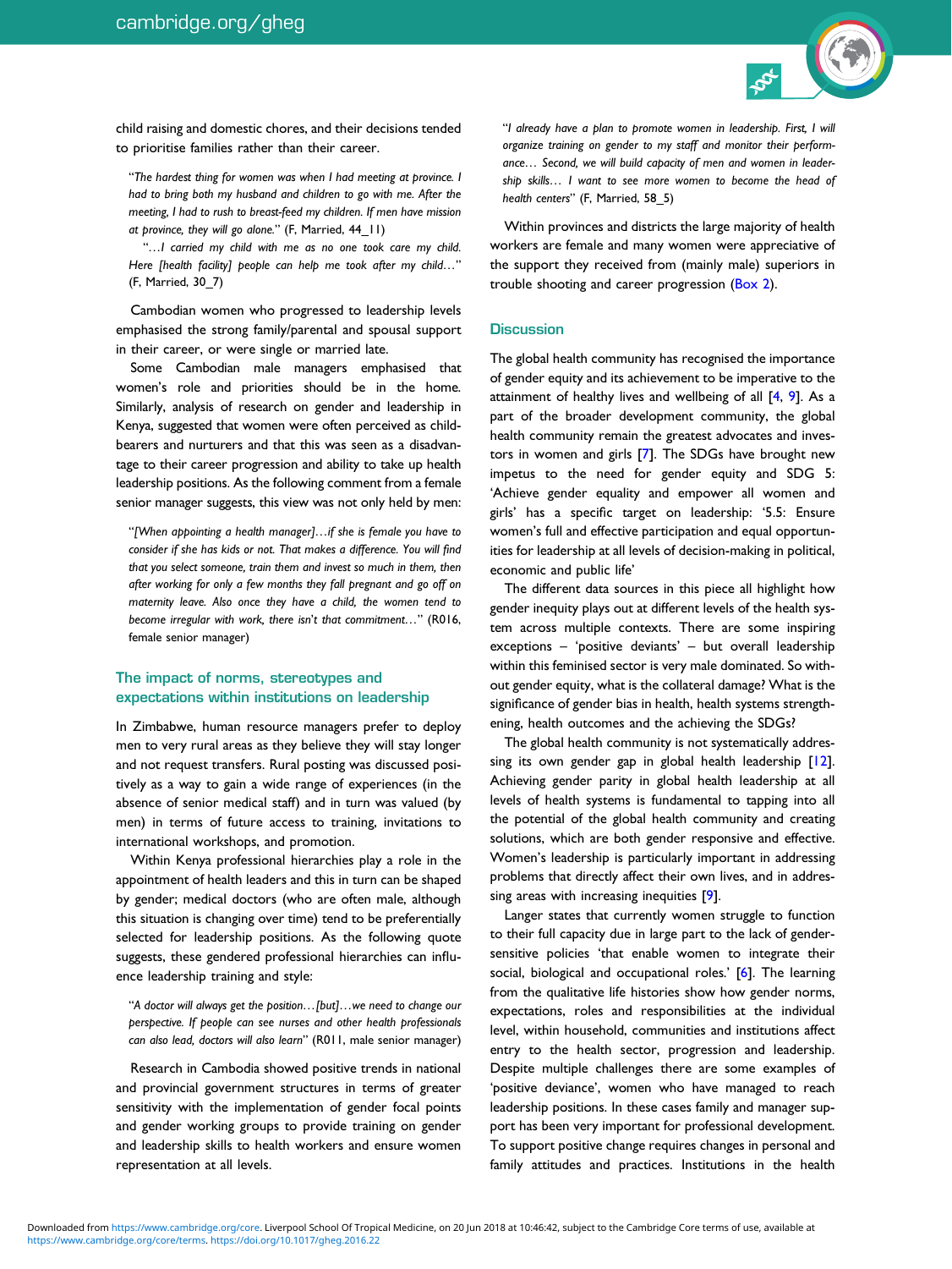child raising and domestic chores, and their decisions tended to prioritise families rather than their career.

> "*The hardest thing for women was when I had meeting at province. I had to bring both my husband and children to go with me. After the meeting, I had to rush to breast-feed my children. If men have mission at province, they will go alone.*" (F, Married, 44_11)
>
> "*…I carried my child with me as no one took care my child. Here [health facility] people can help me took after my child…*" (F, Married, 30_7)

Cambodian women who progressed to leadership levels emphasised the strong family/parental and spousal support in their career, or were single or married late.

Some Cambodian male managers emphasised that women's role and priorities should be in the home. Similarly, analysis of research on gender and leadership in Kenya, suggested that women were often perceived as child-bearers and nurturers and that this was seen as a disadvantage to their career progression and ability to take up health leadership positions. As the following comment from a female senior manager suggests, this view was not only held by men:

> "*[When appointing a health manager]…if she is female you have to consider if she has kids or not. That makes a difference. You will find that you select someone, train them and invest so much in them, then after working for only a few months they fall pregnant and go off on maternity leave. Also once they have a child, the women tend to become irregular with work, there isn't that commitment…*" (R016, female senior manager)

### The impact of norms, stereotypes and expectations within institutions on leadership

In Zimbabwe, human resource managers prefer to deploy men to very rural areas as they believe they will stay longer and not request transfers. Rural posting was discussed positively as a way to gain a wide range of experiences (in the absence of senior medical staff) and in turn was valued (by men) in terms of future access to training, invitations to international workshops, and promotion.

Within Kenya professional hierarchies play a role in the appointment of health leaders and this in turn can be shaped by gender; medical doctors (who are often male, although this situation is changing over time) tend to be preferentially selected for leadership positions. As the following quote suggests, these gendered professional hierarchies can influence leadership training and style:

> "*A doctor will always get the position…[but]…we need to change our perspective. If people can see nurses and other health professionals can also lead, doctors will also learn*" (R011, male senior manager)

Research in Cambodia showed positive trends in national and provincial government structures in terms of greater sensitivity with the implementation of gender focal points and gender working groups to provide training on gender and leadership skills to health workers and ensure women representation at all levels.

> "*I already have a plan to promote women in leadership. First, I will organize training on gender to my staff and monitor their performance… Second, we will build capacity of men and women in leadership skills… I want to see more women to become the head of health centers*" (F, Married, 58_5)

Within provinces and districts the large majority of health workers are female and many women were appreciative of the support they received from (mainly male) superiors in trouble shooting and career progression (Box 2).

## Discussion

The global health community has recognised the importance of gender equity and its achievement to be imperative to the attainment of healthy lives and wellbeing of all [4, 9]. As a part of the broader development community, the global health community remain the greatest advocates and investors in women and girls [7]. The SDGs have brought new impetus to the need for gender equity and SDG 5: 'Achieve gender equality and empower all women and girls' has a specific target on leadership: '5.5: Ensure women's full and effective participation and equal opportunities for leadership at all levels of decision-making in political, economic and public life'

The different data sources in this piece all highlight how gender inequity plays out at different levels of the health system across multiple contexts. There are some inspiring exceptions – 'positive deviants' – but overall leadership within this feminised sector is very male dominated. So without gender equity, what is the collateral damage? What is the significance of gender bias in health, health systems strengthening, health outcomes and the achieving the SDGs?

The global health community is not systematically addressing its own gender gap in global health leadership [12]. Achieving gender parity in global health leadership at all levels of health systems is fundamental to tapping into all the potential of the global health community and creating solutions, which are both gender responsive and effective. Women's leadership is particularly important in addressing problems that directly affect their own lives, and in addressing areas with increasing inequities [9].

Langer states that currently women struggle to function to their full capacity due in large part to the lack of gender-sensitive policies 'that enable women to integrate their social, biological and occupational roles.' [6]. The learning from the qualitative life histories show how gender norms, expectations, roles and responsibilities at the individual level, within household, communities and institutions affect entry to the health sector, progression and leadership. Despite multiple challenges there are some examples of 'positive deviance', women who have managed to reach leadership positions. In these cases family and manager support has been very important for professional development. To support positive change requires changes in personal and family attitudes and practices. Institutions in the health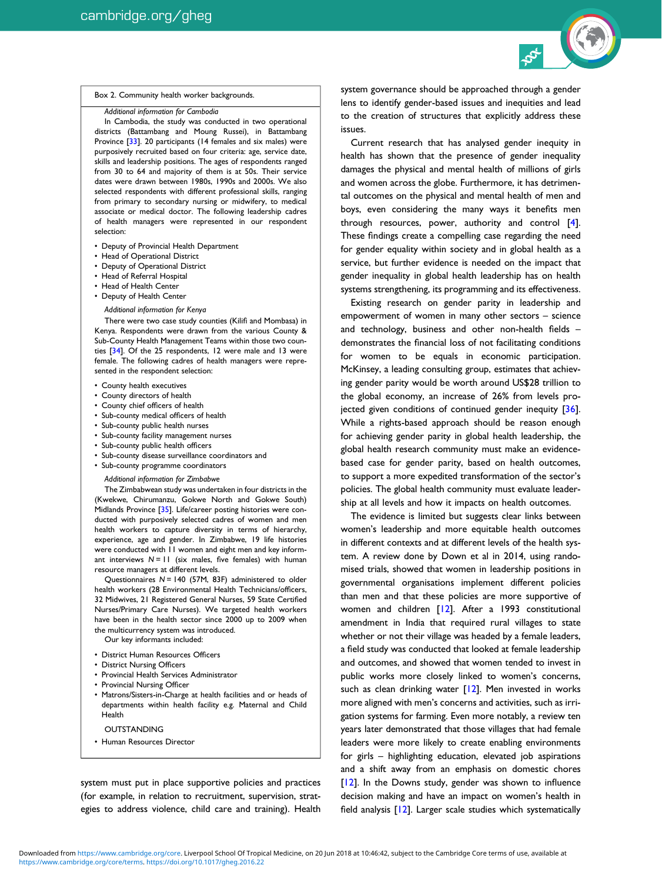Box 2. Community health worker backgrounds.

*Additional information for Cambodia*

In Cambodia, the study was conducted in two operational districts (Battambang and Moung Russei), in Battambang Province [33]. 20 participants (14 females and six males) were purposively recruited based on four criteria: age, service date, skills and leadership positions. The ages of respondents ranged from 30 to 64 and majority of them is at 50s. Their service dates were drawn between 1980s, 1990s and 2000s. We also selected respondents with different professional skills, ranging from primary to secondary nursing or midwifery, to medical associate or medical doctor. The following leadership cadres of health managers were represented in our respondent selection:

- Deputy of Provincial Health Department
- Head of Operational District
- Deputy of Operational District
- Head of Referral Hospital
- Head of Health Center
- Deputy of Health Center

*Additional information for Kenya*

There were two case study counties (Kilifi and Mombasa) in Kenya. Respondents were drawn from the various County & Sub-County Health Management Teams within those two counties [34]. Of the 25 respondents, 12 were male and 13 were female. The following cadres of health managers were represented in the respondent selection:

- County health executives
- County directors of health
- County chief officers of health
- Sub-county medical officers of health
- Sub-county public health nurses
- Sub-county facility management nurses
- Sub-county public health officers
- Sub-county disease surveillance coordinators and
- Sub-county programme coordinators

*Additional information for Zimbabwe*

The Zimbabwean study was undertaken in four districts in the (Kwekwe, Chirumanzu, Gokwe North and Gokwe South) Midlands Province [35]. Life/career posting histories were conducted with purposively selected cadres of women and men health workers to capture diversity in terms of hierarchy, experience, age and gender. In Zimbabwe, 19 life histories were conducted with 11 women and eight men and key informant interviews $N = 11$ (six males, five females) with human resource managers at different levels.

Questionnaires $N = 140$ (57M, 83F) administered to older health workers (28 Environmental Health Technicians/officers, 32 Midwives, 21 Registered General Nurses, 59 State Certified Nurses/Primary Care Nurses). We targeted health workers have been in the health sector since 2000 up to 2009 when the multicurrency system was introduced.

Our key informants included:

- District Human Resources Officers
- District Nursing Officers
- Provincial Health Services Administrator
- Provincial Nursing Officer
- Matrons/Sisters-in-Charge at health facilities and or heads of departments within health facility e.g. Maternal and Child Health

OUTSTANDING

- Human Resources Director

system must put in place supportive policies and practices (for example, in relation to recruitment, supervision, strategies to address violence, child care and training). Health system governance should be approached through a gender lens to identify gender-based issues and inequities and lead to the creation of structures that explicitly address these issues.

Current research that has analysed gender inequity in health has shown that the presence of gender inequality damages the physical and mental health of millions of girls and women across the globe. Furthermore, it has detrimental outcomes on the physical and mental health of men and boys, even considering the many ways it benefits men through resources, power, authority and control [4]. These findings create a compelling case regarding the need for gender equality within society and in global health as a service, but further evidence is needed on the impact that gender inequality in global health leadership has on health systems strengthening, its programming and its effectiveness.

Existing research on gender parity in leadership and empowerment of women in many other sectors – science and technology, business and other non-health fields – demonstrates the financial loss of not facilitating conditions for women to be equals in economic participation. McKinsey, a leading consulting group, estimates that achieving gender parity would be worth around US$28 trillion to the global economy, an increase of 26% from levels projected given conditions of continued gender inequity [36]. While a rights-based approach should be reason enough for achieving gender parity in global health leadership, the global health research community must make an evidence-based case for gender parity, based on health outcomes, to support a more expedited transformation of the sector's policies. The global health community must evaluate leadership at all levels and how it impacts on health outcomes.

The evidence is limited but suggests clear links between women's leadership and more equitable health outcomes in different contexts and at different levels of the health system. A review done by Down et al in 2014, using randomised trials, showed that women in leadership positions in governmental organisations implement different policies than men and that these policies are more supportive of women and children [12]. After a 1993 constitutional amendment in India that required rural villages to state whether or not their village was headed by a female leaders, a field study was conducted that looked at female leadership and outcomes, and showed that women tended to invest in public works more closely linked to women's concerns, such as clean drinking water [12]. Men invested in works more aligned with men's concerns and activities, such as irrigation systems for farming. Even more notably, a review ten years later demonstrated that those villages that had female leaders were more likely to create enabling environments for girls – highlighting education, elevated job aspirations and a shift away from an emphasis on domestic chores [12]. In the Downs study, gender was shown to influence decision making and have an impact on women's health in field analysis [12]. Larger scale studies which systematically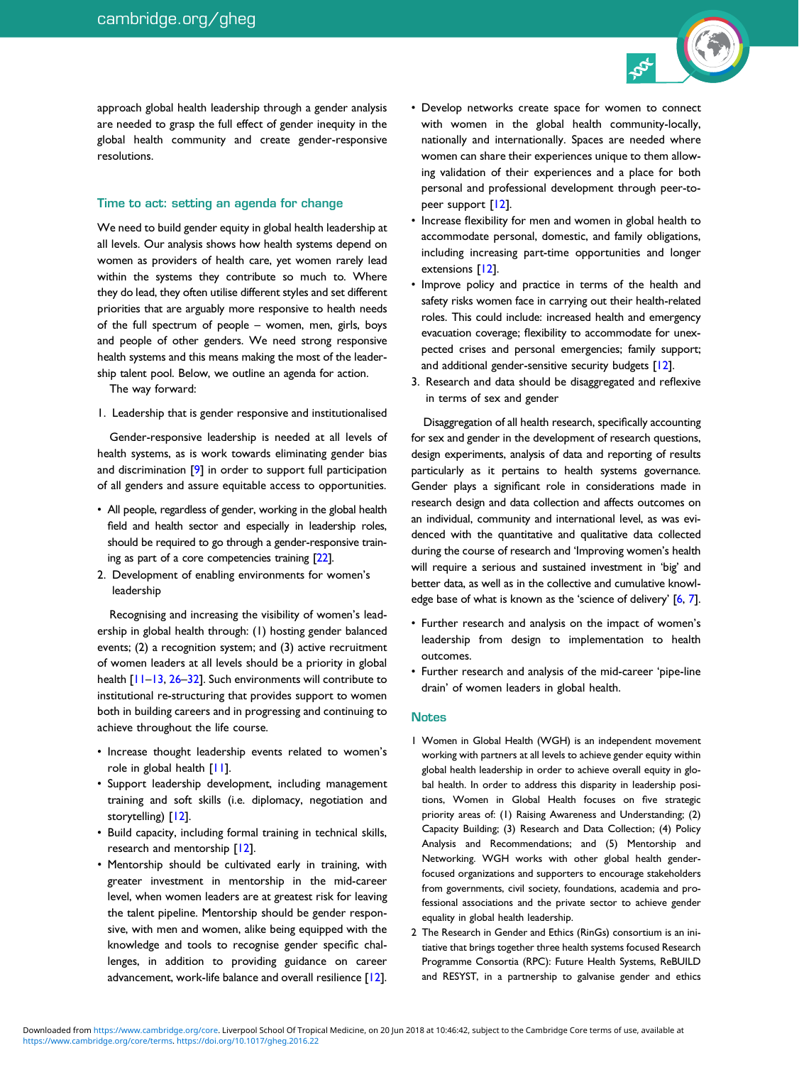approach global health leadership through a gender analysis are needed to grasp the full effect of gender inequity in the global health community and create gender-responsive resolutions.

## Time to act: setting an agenda for change

We need to build gender equity in global health leadership at all levels. Our analysis shows how health systems depend on women as providers of health care, yet women rarely lead within the systems they contribute so much to. Where they do lead, they often utilise different styles and set different priorities that are arguably more responsive to health needs of the full spectrum of people – women, men, girls, boys and people of other genders. We need strong responsive health systems and this means making the most of the leadership talent pool. Below, we outline an agenda for action.

The way forward:

1. Leadership that is gender responsive and institutionalised

Gender-responsive leadership is needed at all levels of health systems, as is work towards eliminating gender bias and discrimination [9] in order to support full participation of all genders and assure equitable access to opportunities.

- All people, regardless of gender, working in the global health field and health sector and especially in leadership roles, should be required to go through a gender-responsive training as part of a core competencies training [22].

2. Development of enabling environments for women's leadership

Recognising and increasing the visibility of women's leadership in global health through: (1) hosting gender balanced events; (2) a recognition system; and (3) active recruitment of women leaders at all levels should be a priority in global health [11–13, 26–32]. Such environments will contribute to institutional re-structuring that provides support to women both in building careers and in progressing and continuing to achieve throughout the life course.

- Increase thought leadership events related to women's role in global health [11].
- Support leadership development, including management training and soft skills (i.e. diplomacy, negotiation and storytelling) [12].
- Build capacity, including formal training in technical skills, research and mentorship [12].
- Mentorship should be cultivated early in training, with greater investment in mentorship in the mid-career level, when women leaders are at greatest risk for leaving the talent pipeline. Mentorship should be gender responsive, with men and women, alike being equipped with the knowledge and tools to recognise gender specific challenges, in addition to providing guidance on career advancement, work-life balance and overall resilience [12].
- Develop networks create space for women to connect with women in the global health community-locally, nationally and internationally. Spaces are needed where women can share their experiences unique to them allowing validation of their experiences and a place for both personal and professional development through peer-to-peer support [12].
- Increase flexibility for men and women in global health to accommodate personal, domestic, and family obligations, including increasing part-time opportunities and longer extensions [12].
- Improve policy and practice in terms of the health and safety risks women face in carrying out their health-related roles. This could include: increased health and emergency evacuation coverage; flexibility to accommodate for unexpected crises and personal emergencies; family support; and additional gender-sensitive security budgets [12].

3. Research and data should be disaggregated and reflexive in terms of sex and gender

Disaggregation of all health research, specifically accounting for sex and gender in the development of research questions, design experiments, analysis of data and reporting of results particularly as it pertains to health systems governance. Gender plays a significant role in considerations made in research design and data collection and affects outcomes on an individual, community and international level, as was evidenced with the quantitative and qualitative data collected during the course of research and 'Improving women's health will require a serious and sustained investment in 'big' and better data, as well as in the collective and cumulative knowledge base of what is known as the 'science of delivery' [6, 7].

- Further research and analysis on the impact of women's leadership from design to implementation to health outcomes.
- Further research and analysis of the mid-career 'pipe-line drain' of women leaders in global health.

## Notes

1 Women in Global Health (WGH) is an independent movement working with partners at all levels to achieve gender equity within global health leadership in order to achieve overall equity in global health. In order to address this disparity in leadership positions, Women in Global Health focuses on five strategic priority areas of: (1) Raising Awareness and Understanding; (2) Capacity Building; (3) Research and Data Collection; (4) Policy Analysis and Recommendations; and (5) Mentorship and Networking. WGH works with other global health gender-focused organizations and supporters to encourage stakeholders from governments, civil society, foundations, academia and professional associations and the private sector to achieve gender equality in global health leadership.

2 The Research in Gender and Ethics (RinGs) consortium is an initiative that brings together three health systems focused Research Programme Consortia (RPC): Future Health Systems, ReBUILD and RESYST, in a partnership to galvanise gender and ethics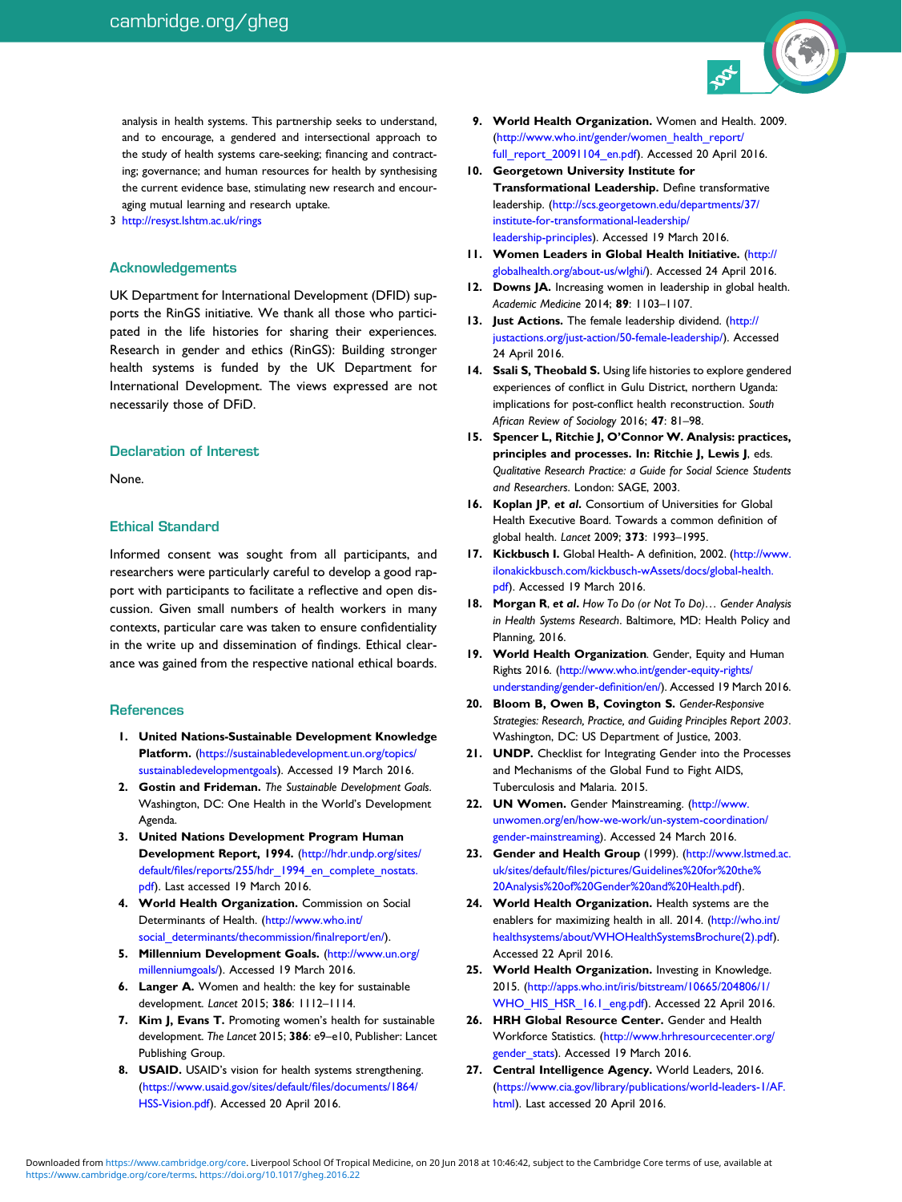analysis in health systems. This partnership seeks to understand, and to encourage, a gendered and intersectional approach to the study of health systems care-seeking; financing and contracting; governance; and human resources for health by synthesising the current evidence base, stimulating new research and encouraging mutual learning and research uptake.

3 http://resyst.lshtm.ac.uk/rings

## Acknowledgements

UK Department for International Development (DFID) supports the RinGS initiative. We thank all those who participated in the life histories for sharing their experiences. Research in gender and ethics (RinGS): Building stronger health systems is funded by the UK Department for International Development. The views expressed are not necessarily those of DFiD.

## Declaration of Interest

None.

## Ethical Standard

Informed consent was sought from all participants, and researchers were particularly careful to develop a good rapport with participants to facilitate a reflective and open discussion. Given small numbers of health workers in many contexts, particular care was taken to ensure confidentiality in the write up and dissemination of findings. Ethical clearance was gained from the respective national ethical boards.

## References

1. **United Nations-Sustainable Development Knowledge Platform.** (https://sustainabledevelopment.un.org/topics/sustainabledevelopmentgoals). Accessed 19 March 2016.
2. **Gostin and Frideman.** *The Sustainable Development Goals.* Washington, DC: One Health in the World's Development Agenda.
3. **United Nations Development Program Human Development Report, 1994.** (http://hdr.undp.org/sites/default/files/reports/255/hdr_1994_en_complete_nostats.pdf). Last accessed 19 March 2016.
4. **World Health Organization.** Commission on Social Determinants of Health. (http://www.who.int/social_determinants/thecommission/finalreport/en/).
5. **Millennium Development Goals.** (http://www.un.org/millenniumgoals/). Accessed 19 March 2016.
6. **Langer A.** Women and health: the key for sustainable development. *Lancet* 2015; **386**: 1112–1114.
7. **Kim J, Evans T.** Promoting women's health for sustainable development. *The Lancet* 2015; **386**: e9–e10, Publisher: Lancet Publishing Group.
8. **USAID.** USAID's vision for health systems strengthening. (https://www.usaid.gov/sites/default/files/documents/1864/HSS-Vision.pdf). Accessed 20 April 2016.
9. **World Health Organization.** Women and Health. 2009. (http://www.who.int/gender/women_health_report/full_report_20091104_en.pdf). Accessed 20 April 2016.
10. **Georgetown University Institute for Transformational Leadership.** Define transformative leadership. (http://scs.georgetown.edu/departments/37/institute-for-transformational-leadership/leadership-principles). Accessed 19 March 2016.
11. **Women Leaders in Global Health Initiative.** (http://globalhealth.org/about-us/wlghi/). Accessed 24 April 2016.
12. **Downs JA.** Increasing women in leadership in global health. *Academic Medicine* 2014; **89**: 1103–1107.
13. **Just Actions.** The female leadership dividend. (http://justactions.org/just-action/50-female-leadership/). Accessed 24 April 2016.
14. **Ssali S, Theobald S.** Using life histories to explore gendered experiences of conflict in Gulu District, northern Uganda: implications for post-conflict health reconstruction. *South African Review of Sociology* 2016; **47**: 81–98.
15. **Spencer L, Ritchie J, O'Connor W. Analysis: practices, principles and processes. In: Ritchie J, Lewis J**, eds. *Qualitative Research Practice: a Guide for Social Science Students and Researchers*. London: SAGE, 2003.
16. **Koplan JP**, ***et al*.** Consortium of Universities for Global Health Executive Board. Towards a common definition of global health. *Lancet* 2009; **373**: 1993–1995.
17. **Kickbusch I.** Global Health- A definition, 2002. (http://www.ilonakickbusch.com/kickbusch-wAssets/docs/global-health.pdf). Accessed 19 March 2016.
18. **Morgan R**, ***et al*.** *How To Do (or Not To Do)… Gender Analysis in Health Systems Research*. Baltimore, MD: Health Policy and Planning, 2016.
19. **World Health Organization**. Gender, Equity and Human Rights 2016. (http://www.who.int/gender-equity-rights/understanding/gender-definition/en/). Accessed 19 March 2016.
20. **Bloom B, Owen B, Covington S.** *Gender-Responsive Strategies: Research, Practice, and Guiding Principles Report 2003*. Washington, DC: US Department of Justice, 2003.
21. **UNDP.** Checklist for Integrating Gender into the Processes and Mechanisms of the Global Fund to Fight AIDS, Tuberculosis and Malaria. 2015.
22. **UN Women.** Gender Mainstreaming. (http://www.unwomen.org/en/how-we-work/un-system-coordination/gender-mainstreaming). Accessed 24 March 2016.
23. **Gender and Health Group** (1999). (http://www.lstmed.ac.uk/sites/default/files/pictures/Guidelines%20for%20the%20Analysis%20of%20Gender%20and%20Health.pdf).
24. **World Health Organization.** Health systems are the enablers for maximizing health in all. 2014. (http://who.int/healthsystems/about/WHOHealthSystemsBrochure(2).pdf). Accessed 22 April 2016.
25. **World Health Organization.** Investing in Knowledge. 2015. (http://apps.who.int/iris/bitstream/10665/204806/1/WHO_HIS_HSR_16.1_eng.pdf). Accessed 22 April 2016.
26. **HRH Global Resource Center.** Gender and Health Workforce Statistics. (http://www.hrhresourcecenter.org/gender_stats). Accessed 19 March 2016.
27. **Central Intelligence Agency.** World Leaders, 2016. (https://www.cia.gov/library/publications/world-leaders-1/AF.html). Last accessed 20 April 2016.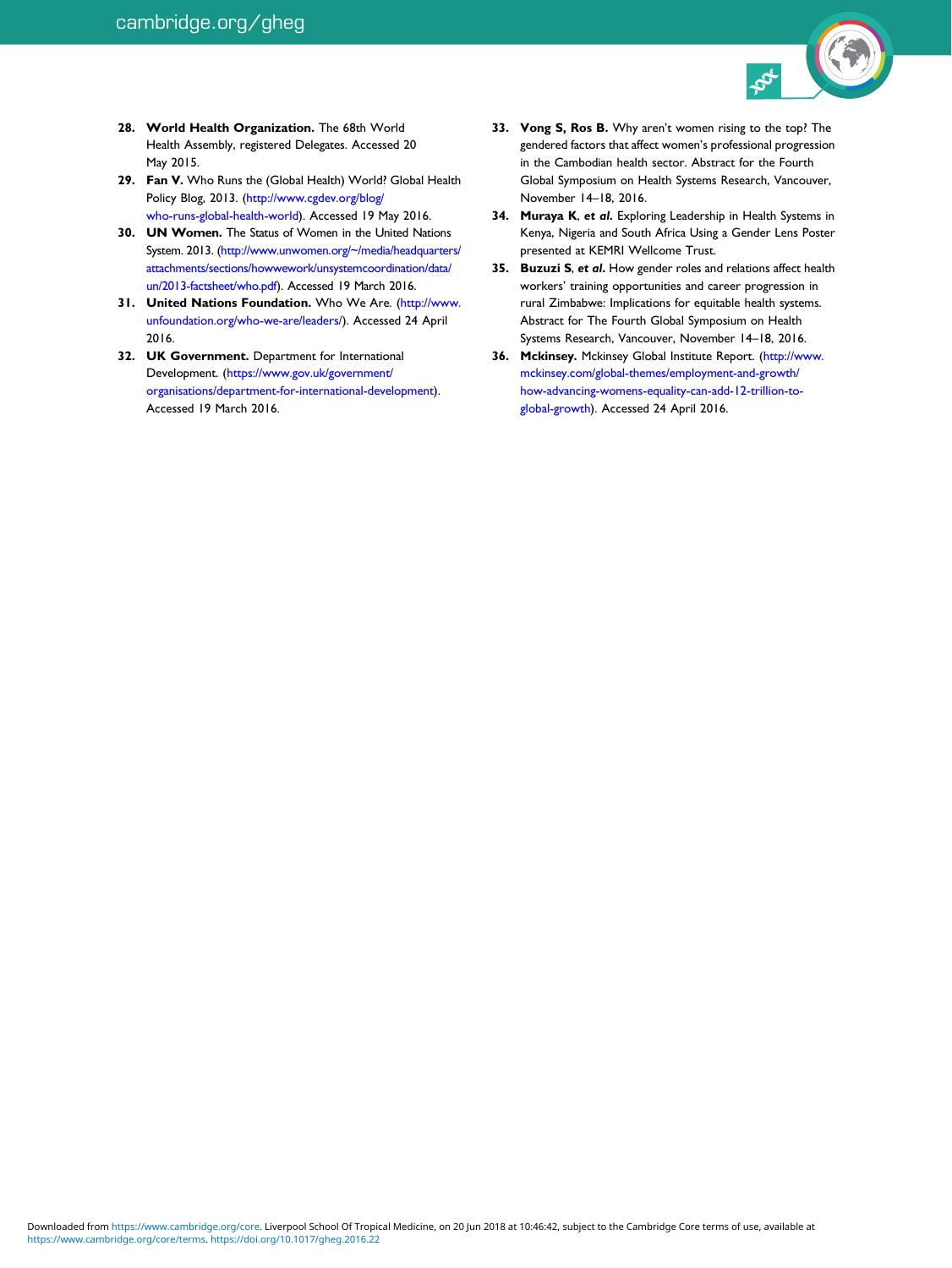28. **World Health Organization.** The 68th World Health Assembly, registered Delegates. Accessed 20 May 2015.
29. **Fan V.** Who Runs the (Global Health) World? Global Health Policy Blog, 2013. (http://www.cgdev.org/blog/who-runs-global-health-world). Accessed 19 May 2016.
30. **UN Women.** The Status of Women in the United Nations System. 2013. (http://www.unwomen.org/~/media/headquarters/attachments/sections/howwework/unsystemcoordination/data/un/2013-factsheet/who.pdf). Accessed 19 March 2016.
31. **United Nations Foundation.** Who We Are. (http://www.unfoundation.org/who-we-are/leaders/). Accessed 24 April 2016.
32. **UK Government.** Department for International Development. (https://www.gov.uk/government/organisations/department-for-international-development). Accessed 19 March 2016.
33. **Vong S, Ros B.** Why aren't women rising to the top? The gendered factors that affect women's professional progression in the Cambodian health sector. Abstract for the Fourth Global Symposium on Health Systems Research, Vancouver, November 14–18, 2016.
34. **Muraya K**, ***et al.*** Exploring Leadership in Health Systems in Kenya, Nigeria and South Africa Using a Gender Lens Poster presented at KEMRI Wellcome Trust.
35. **Buzuzi S**, ***et al.*** How gender roles and relations affect health workers' training opportunities and career progression in rural Zimbabwe: Implications for equitable health systems. Abstract for The Fourth Global Symposium on Health Systems Research, Vancouver, November 14–18, 2016.
36. **Mckinsey.** Mckinsey Global Institute Report. (http://www.mckinsey.com/global-themes/employment-and-growth/how-advancing-womens-equality-can-add-12-trillion-to-global-growth). Accessed 24 April 2016.